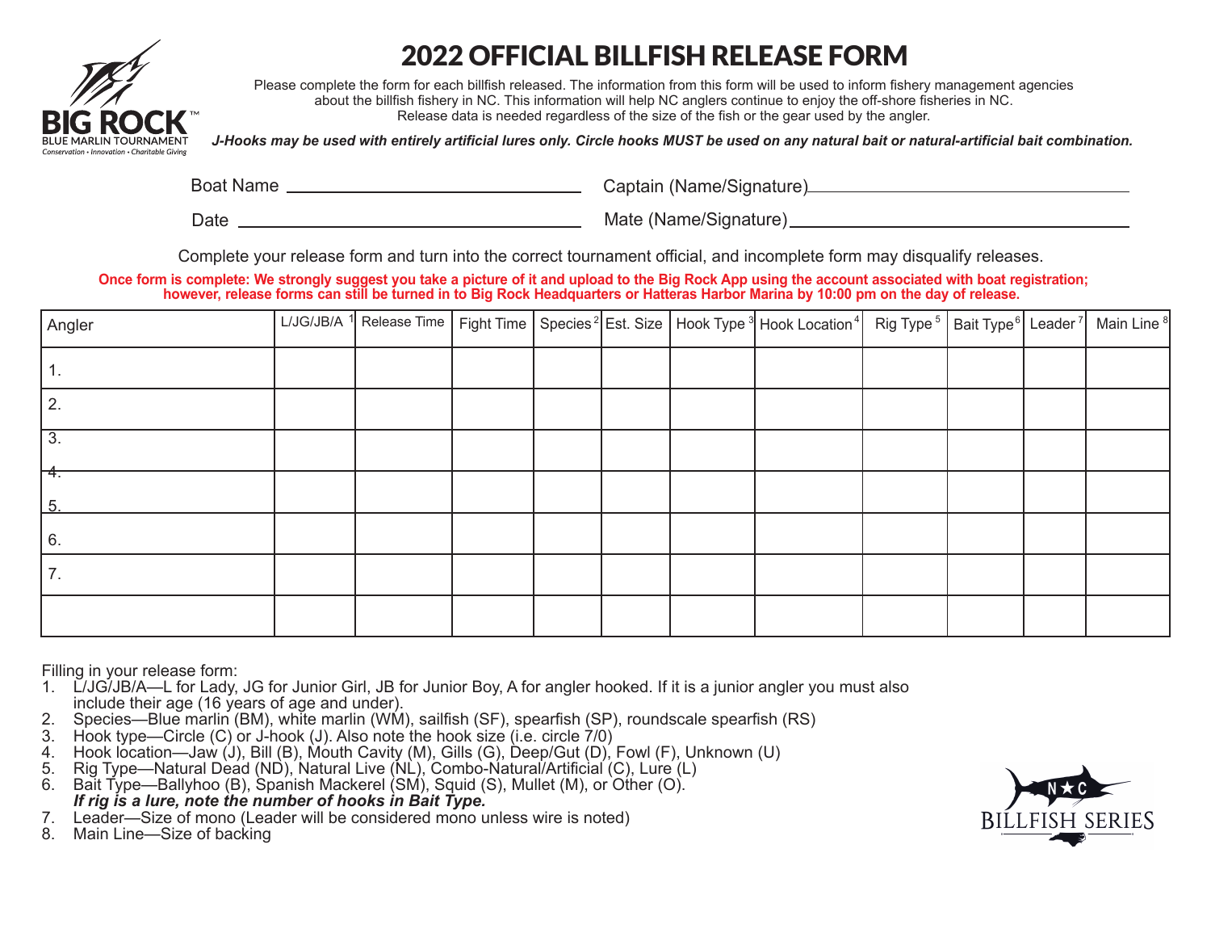BIG ROCK™
BLUE MARLIN TOURNAMENT
Conservation • Innovation • Charitable Giving

# 2022 OFFICIAL BILLFISH RELEASE FORM

Please complete the form for each billfish released. The information from this form will be used to inform fishery management agencies about the billfish fishery in NC. This information will help NC anglers continue to enjoy the off-shore fisheries in NC. Release data is needed regardless of the size of the fish or the gear used by the angler.

***J-Hooks may be used with entirely artificial lures only. Circle hooks MUST be used on any natural bait or natural-artificial bait combination.***

Boat Name ______________________ Captain (Name/Signature) ______________________

Date ______________________ Mate (Name/Signature) ______________________

Complete your release form and turn into the correct tournament official, and incomplete form may disqualify releases.

**Once form is complete: We strongly suggest you take a picture of it and upload to the Big Rock App using the account associated with boat registration; however, release forms can still be turned in to Big Rock Headquarters or Hatteras Harbor Marina by 10:00 pm on the day of release.**

| Angler | L/JG/JB/A [1] | Release Time | Fight Time | Species [2] | Est. Size | Hook Type [3] | Hook Location [4] | Rig Type [5] | Bait Type [6] | Leader [7] | Main Line [8] |
|---|---|---|---|---|---|---|---|---|---|---|---|
| 1. | | | | | | | | | | | |
| 2. | | | | | | | | | | | |
| 3. | | | | | | | | | | | |
| 4. 5. | | | | | | | | | | | |
| 6. | | | | | | | | | | | |
| 7. | | | | | | | | | | | |
| | | | | | | | | | | | |

Filling in your release form:

1. L/JG/JB/A—L for Lady, JG for Junior Girl, JB for Junior Boy, A for angler hooked. If it is a junior angler you must also include their age (16 years of age and under).
2. Species—Blue marlin (BM), white marlin (WM), sailfish (SF), spearfish (SP), roundscale spearfish (RS)
3. Hook type—Circle (C) or J-hook (J). Also note the hook size (i.e. circle 7/0)
4. Hook location—Jaw (J), Bill (B), Mouth Cavity (M), Gills (G), Deep/Gut (D), Fowl (F), Unknown (U)
5. Rig Type—Natural Dead (ND), Natural Live (NL), Combo-Natural/Artificial (C), Lure (L)
6. Bait Type—Ballyhoo (B), Spanish Mackerel (SM), Squid (S), Mullet (M), or Other (O). ***If rig is a lure, note the number of hooks in Bait Type.***
7. Leader—Size of mono (Leader will be considered mono unless wire is noted)
8. Main Line—Size of backing

N★C BILLFISH SERIES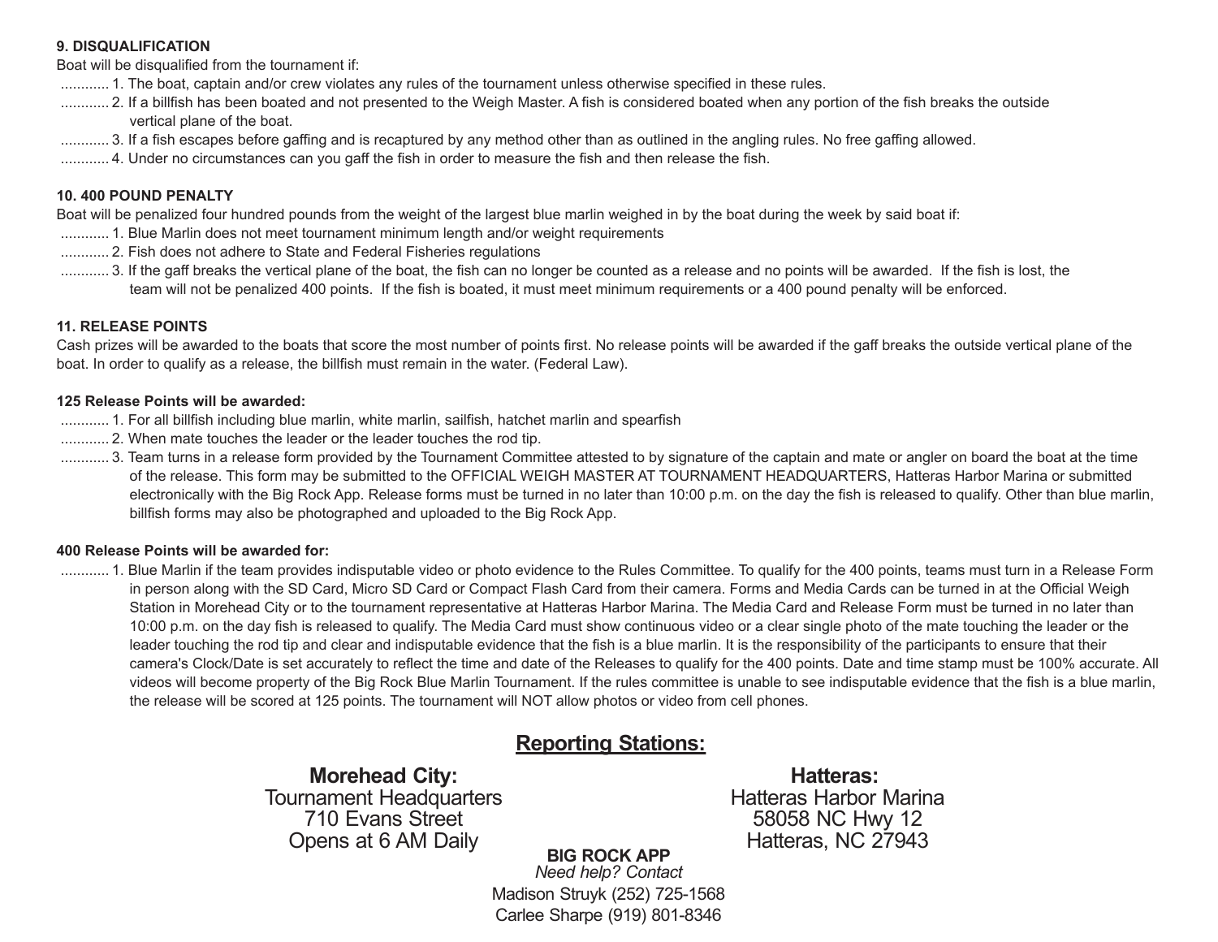**9. DISQUALIFICATION**

Boat will be disqualified from the tournament if:

............ 1. The boat, captain and/or crew violates any rules of the tournament unless otherwise specified in these rules.

............ 2. If a billfish has been boated and not presented to the Weigh Master. A fish is considered boated when any portion of the fish breaks the outside vertical plane of the boat.

............ 3. If a fish escapes before gaffing and is recaptured by any method other than as outlined in the angling rules. No free gaffing allowed.

............ 4. Under no circumstances can you gaff the fish in order to measure the fish and then release the fish.

**10. 400 POUND PENALTY**

Boat will be penalized four hundred pounds from the weight of the largest blue marlin weighed in by the boat during the week by said boat if:

............ 1. Blue Marlin does not meet tournament minimum length and/or weight requirements

............ 2. Fish does not adhere to State and Federal Fisheries regulations

............ 3. If the gaff breaks the vertical plane of the boat, the fish can no longer be counted as a release and no points will be awarded. If the fish is lost, the team will not be penalized 400 points. If the fish is boated, it must meet minimum requirements or a 400 pound penalty will be enforced.

**11. RELEASE POINTS**

Cash prizes will be awarded to the boats that score the most number of points first. No release points will be awarded if the gaff breaks the outside vertical plane of the boat. In order to qualify as a release, the billfish must remain in the water. (Federal Law).

**125 Release Points will be awarded:**

............ 1. For all billfish including blue marlin, white marlin, sailfish, hatchet marlin and spearfish

............ 2. When mate touches the leader or the leader touches the rod tip.

............ 3. Team turns in a release form provided by the Tournament Committee attested to by signature of the captain and mate or angler on board the boat at the time of the release. This form may be submitted to the OFFICIAL WEIGH MASTER AT TOURNAMENT HEADQUARTERS, Hatteras Harbor Marina or submitted electronically with the Big Rock App. Release forms must be turned in no later than 10:00 p.m. on the day the fish is released to qualify. Other than blue marlin, billfish forms may also be photographed and uploaded to the Big Rock App.

**400 Release Points will be awarded for:**

............ 1. Blue Marlin if the team provides indisputable video or photo evidence to the Rules Committee. To qualify for the 400 points, teams must turn in a Release Form in person along with the SD Card, Micro SD Card or Compact Flash Card from their camera. Forms and Media Cards can be turned in at the Official Weigh Station in Morehead City or to the tournament representative at Hatteras Harbor Marina. The Media Card and Release Form must be turned in no later than 10:00 p.m. on the day fish is released to qualify. The Media Card must show continuous video or a clear single photo of the mate touching the leader or the leader touching the rod tip and clear and indisputable evidence that the fish is a blue marlin. It is the responsibility of the participants to ensure that their camera's Clock/Date is set accurately to reflect the time and date of the Releases to qualify for the 400 points. Date and time stamp must be 100% accurate. All videos will become property of the Big Rock Blue Marlin Tournament. If the rules committee is unable to see indisputable evidence that the fish is a blue marlin, the release will be scored at 125 points. The tournament will NOT allow photos or video from cell phones.

## Reporting Stations:

**Morehead City:**
Tournament Headquarters
710 Evans Street
Opens at 6 AM Daily

**Hatteras:**
Hatteras Harbor Marina
58058 NC Hwy 12
Hatteras, NC 27943

**BIG ROCK APP**
*Need help? Contact*
Madison Struyk (252) 725-1568
Carlee Sharpe (919) 801-8346